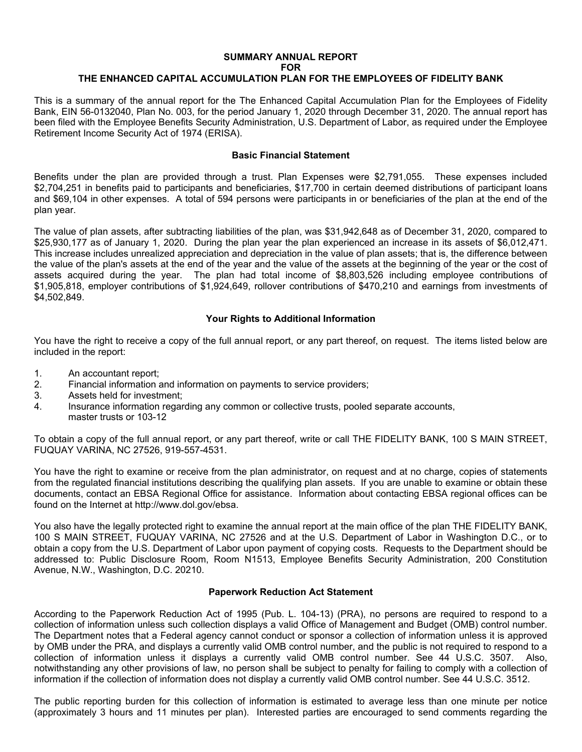# SUMMARY ANNUAL REPORT
# FOR
# THE ENHANCED CAPITAL ACCUMULATION PLAN FOR THE EMPLOYEES OF FIDELITY BANK

This is a summary of the annual report for the The Enhanced Capital Accumulation Plan for the Employees of Fidelity Bank, EIN 56-0132040, Plan No. 003, for the period January 1, 2020 through December 31, 2020. The annual report has been filed with the Employee Benefits Security Administration, U.S. Department of Labor, as required under the Employee Retirement Income Security Act of 1974 (ERISA).

## Basic Financial Statement

Benefits under the plan are provided through a trust. Plan Expenses were $2,791,055. These expenses included $2,704,251 in benefits paid to participants and beneficiaries, $17,700 in certain deemed distributions of participant loans and $69,104 in other expenses. A total of 594 persons were participants in or beneficiaries of the plan at the end of the plan year.

The value of plan assets, after subtracting liabilities of the plan, was $31,942,648 as of December 31, 2020, compared to $25,930,177 as of January 1, 2020. During the plan year the plan experienced an increase in its assets of $6,012,471. This increase includes unrealized appreciation and depreciation in the value of plan assets; that is, the difference between the value of the plan's assets at the end of the year and the value of the assets at the beginning of the year or the cost of assets acquired during the year. The plan had total income of $8,803,526 including employee contributions of $1,905,818, employer contributions of $1,924,649, rollover contributions of $470,210 and earnings from investments of $4,502,849.

## Your Rights to Additional Information

You have the right to receive a copy of the full annual report, or any part thereof, on request. The items listed below are included in the report:

1. An accountant report;
2. Financial information and information on payments to service providers;
3. Assets held for investment;
4. Insurance information regarding any common or collective trusts, pooled separate accounts, master trusts or 103-12

To obtain a copy of the full annual report, or any part thereof, write or call THE FIDELITY BANK, 100 S MAIN STREET, FUQUAY VARINA, NC 27526, 919-557-4531.

You have the right to examine or receive from the plan administrator, on request and at no charge, copies of statements from the regulated financial institutions describing the qualifying plan assets. If you are unable to examine or obtain these documents, contact an EBSA Regional Office for assistance. Information about contacting EBSA regional offices can be found on the Internet at http://www.dol.gov/ebsa.

You also have the legally protected right to examine the annual report at the main office of the plan THE FIDELITY BANK, 100 S MAIN STREET, FUQUAY VARINA, NC 27526 and at the U.S. Department of Labor in Washington D.C., or to obtain a copy from the U.S. Department of Labor upon payment of copying costs. Requests to the Department should be addressed to: Public Disclosure Room, Room N1513, Employee Benefits Security Administration, 200 Constitution Avenue, N.W., Washington, D.C. 20210.

## Paperwork Reduction Act Statement

According to the Paperwork Reduction Act of 1995 (Pub. L. 104-13) (PRA), no persons are required to respond to a collection of information unless such collection displays a valid Office of Management and Budget (OMB) control number. The Department notes that a Federal agency cannot conduct or sponsor a collection of information unless it is approved by OMB under the PRA, and displays a currently valid OMB control number, and the public is not required to respond to a collection of information unless it displays a currently valid OMB control number. See 44 U.S.C. 3507. Also, notwithstanding any other provisions of law, no person shall be subject to penalty for failing to comply with a collection of information if the collection of information does not display a currently valid OMB control number. See 44 U.S.C. 3512.

The public reporting burden for this collection of information is estimated to average less than one minute per notice (approximately 3 hours and 11 minutes per plan). Interested parties are encouraged to send comments regarding the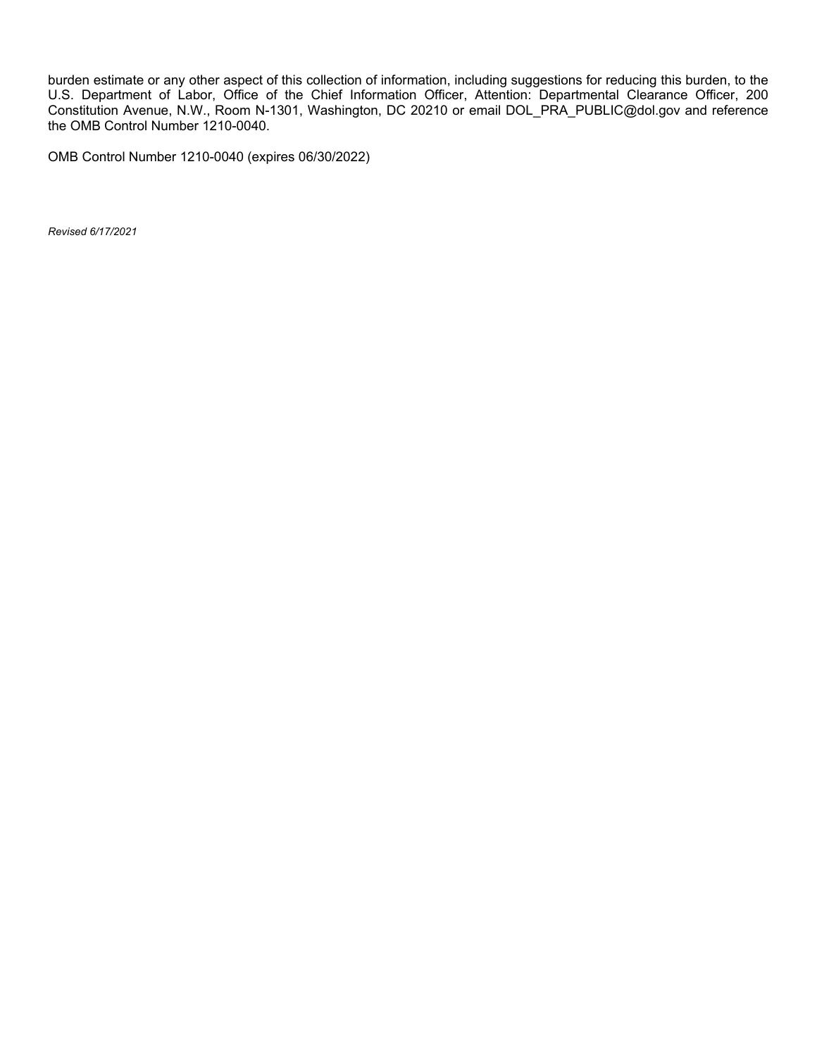burden estimate or any other aspect of this collection of information, including suggestions for reducing this burden, to the U.S. Department of Labor, Office of the Chief Information Officer, Attention: Departmental Clearance Officer, 200 Constitution Avenue, N.W., Room N-1301, Washington, DC 20210 or email DOL_PRA_PUBLIC@dol.gov and reference the OMB Control Number 1210-0040.

OMB Control Number 1210-0040 (expires 06/30/2022)

*Revised 6/17/2021*